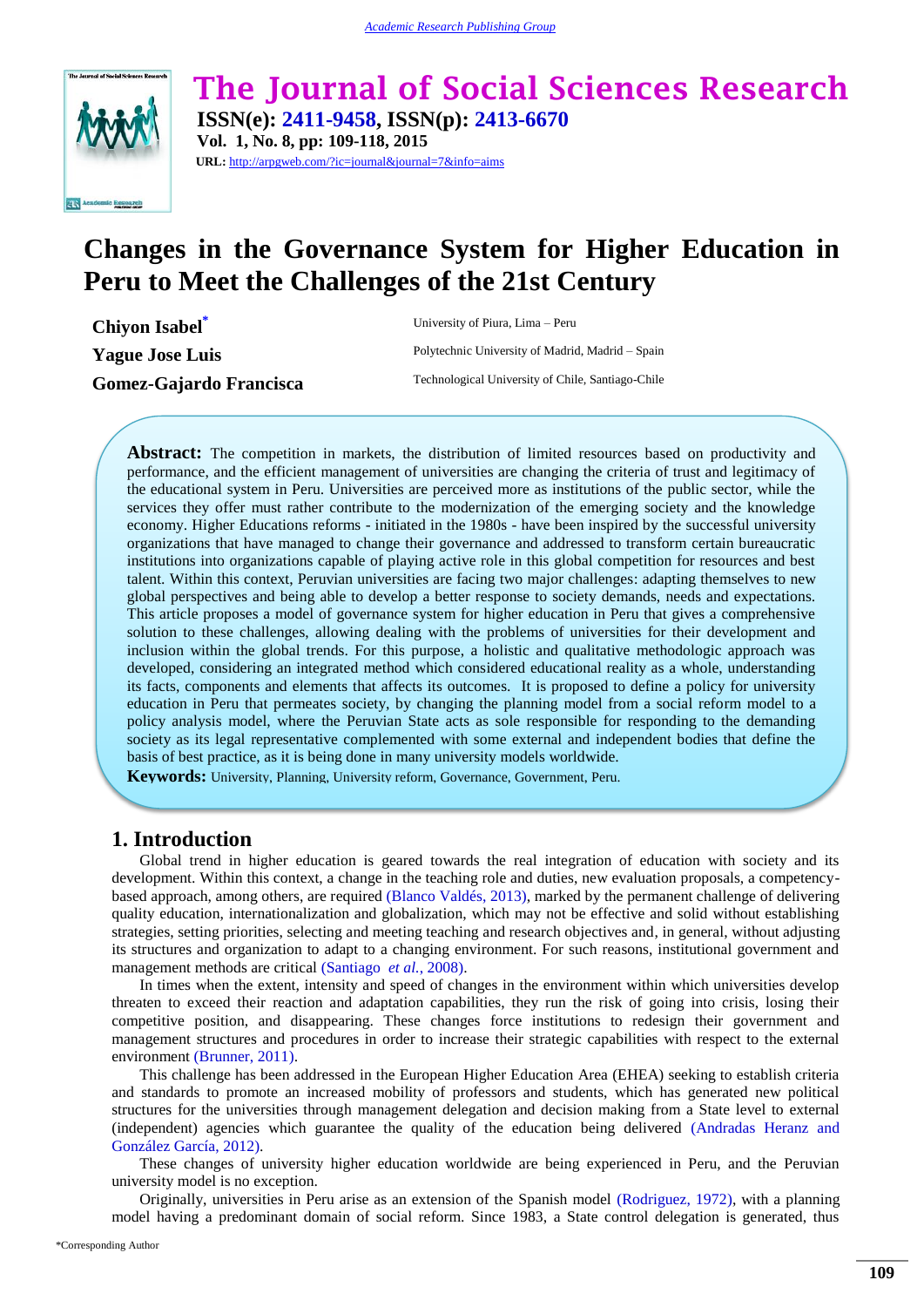# Changes in the Governance System for Higher Education in Peru to Meet the Challenges of the 21st Century

**Chiyon Isabel***
University of Piura, Lima – Peru

**Yague Jose Luis**
Polytechnic University of Madrid, Madrid – Spain

**Gomez-Gajardo Francisca**
Technological University of Chile, Santiago-Chile

**Abstract:** The competition in markets, the distribution of limited resources based on productivity and performance, and the efficient management of universities are changing the criteria of trust and legitimacy of the educational system in Peru. Universities are perceived more as institutions of the public sector, while the services they offer must rather contribute to the modernization of the emerging society and the knowledge economy. Higher Educations reforms - initiated in the 1980s - have been inspired by the successful university organizations that have managed to change their governance and addressed to transform certain bureaucratic institutions into organizations capable of playing active role in this global competition for resources and best talent. Within this context, Peruvian universities are facing two major challenges: adapting themselves to new global perspectives and being able to develop a better response to society demands, needs and expectations. This article proposes a model of governance system for higher education in Peru that gives a comprehensive solution to these challenges, allowing dealing with the problems of universities for their development and inclusion within the global trends. For this purpose, a holistic and qualitative methodologic approach was developed, considering an integrated method which considered educational reality as a whole, understanding its facts, components and elements that affects its outcomes. It is proposed to define a policy for university education in Peru that permeates society, by changing the planning model from a social reform model to a policy analysis model, where the Peruvian State acts as sole responsible for responding to the demanding society as its legal representative complemented with some external and independent bodies that define the basis of best practice, as it is being done in many university models worldwide.

**Keywords:** University, Planning, University reform, Governance, Government, Peru.

## 1. Introduction

Global trend in higher education is geared towards the real integration of education with society and its development. Within this context, a change in the teaching role and duties, new evaluation proposals, a competency-based approach, among others, are required (Blanco Valdés, 2013), marked by the permanent challenge of delivering quality education, internationalization and globalization, which may not be effective and solid without establishing strategies, setting priorities, selecting and meeting teaching and research objectives and, in general, without adjusting its structures and organization to adapt to a changing environment. For such reasons, institutional government and management methods are critical (Santiago *et al.*, 2008).

In times when the extent, intensity and speed of changes in the environment within which universities develop threaten to exceed their reaction and adaptation capabilities, they run the risk of going into crisis, losing their competitive position, and disappearing. These changes force institutions to redesign their government and management structures and procedures in order to increase their strategic capabilities with respect to the external environment (Brunner, 2011).

This challenge has been addressed in the European Higher Education Area (EHEA) seeking to establish criteria and standards to promote an increased mobility of professors and students, which has generated new political structures for the universities through management delegation and decision making from a State level to external (independent) agencies which guarantee the quality of the education being delivered (Andradas Heranz and González García, 2012).

These changes of university higher education worldwide are being experienced in Peru, and the Peruvian university model is no exception.

Originally, universities in Peru arise as an extension of the Spanish model (Rodriguez, 1972), with a planning model having a predominant domain of social reform. Since 1983, a State control delegation is generated, thus

*Corresponding Author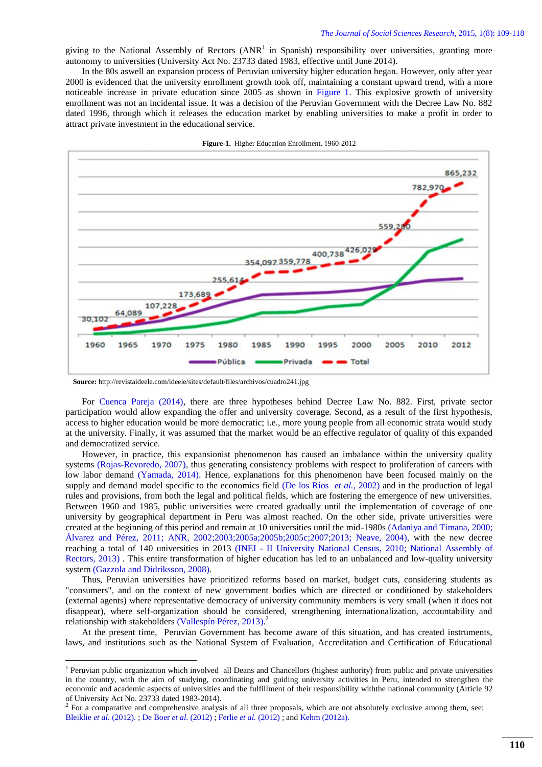giving to the National Assembly of Rectors (ANR[1] in Spanish) responsibility over universities, granting more autonomy to universities (University Act No. 23733 dated 1983, effective until June 2014).

In the 80s aswell an expansion process of Peruvian university higher education began. However, only after year 2000 is evidenced that the university enrollment growth took off, maintaining a constant upward trend, with a more noticeable increase in private education since 2005 as shown in Figure 1. This explosive growth of university enrollment was not an incidental issue. It was a decision of the Peruvian Government with the Decree Law No. 882 dated 1996, through which it releases the education market by enabling universities to make a profit in order to attract private investment in the educational service.

**Figure-1.** Higher Education Enrollment. 1960-2012

**Source:** http://revistaideele.com/ideele/sites/default/files/archivos/cuadro241.jpg

For Cuenca Pareja (2014), there are three hypotheses behind Decree Law No. 882. First, private sector participation would allow expanding the offer and university coverage. Second, as a result of the first hypothesis, access to higher education would be more democratic; i.e., more young people from all economic strata would study at the university. Finally, it was assumed that the market would be an effective regulator of quality of this expanded and democratized service.

However, in practice, this expansionist phenomenon has caused an imbalance within the university quality systems (Rojas-Revoredo, 2007), thus generating consistency problems with respect to proliferation of careers with low labor demand (Yamada, 2014). Hence, explanations for this phenomenon have been focused mainly on the supply and demand model specific to the economics field (De los Ríos *et al.*, 2002) and in the production of legal rules and provisions, from both the legal and political fields, which are fostering the emergence of new universities. Between 1960 and 1985, public universities were created gradually until the implementation of coverage of one university by geographical department in Peru was almost reached. On the other side, private universities were created at the beginning of this period and remain at 10 universities until the mid-1980s (Adaniya and Timana, 2000; Álvarez and Pérez, 2011; ANR, 2002;2003;2005a;2005b;2005c;2007;2013; Neave, 2004), with the new decree reaching a total of 140 universities in 2013 (INEI - II University National Census, 2010; National Assembly of Rectors, 2013) . This entire transformation of higher education has led to an unbalanced and low-quality university system (Gazzola and Didriksson, 2008).

Thus, Peruvian universities have prioritized reforms based on market, budget cuts, considering students as "consumers", and on the context of new government bodies which are directed or conditioned by stakeholders (external agents) where representative democracy of university community members is very small (when it does not disappear), where self-organization should be considered, strengthening internationalization, accountability and relationship with stakeholders (Vallespín Pérez, 2013).[2]

At the present time, Peruvian Government has become aware of this situation, and has created instruments, laws, and institutions such as the National System of Evaluation, Accreditation and Certification of Educational

---

[1] Peruvian public organization which involved all Deans and Chancellors (highest authority) from public and private universities in the country, with the aim of studying, coordinating and guiding university activities in Peru, intended to strengthen the economic and academic aspects of universities and the fulfillment of their responsibility withthe national community (Article 92 of University Act No. 23733 dated 1983-2014).

[2] For a comparative and comprehensive analysis of all three proposals, which are not absolutely exclusive among them, see: Bleiklie *et al.* (2012). ; De Boer *et al.* (2012) ; Ferlie *et al.* (2012) ; and Kehm (2012a).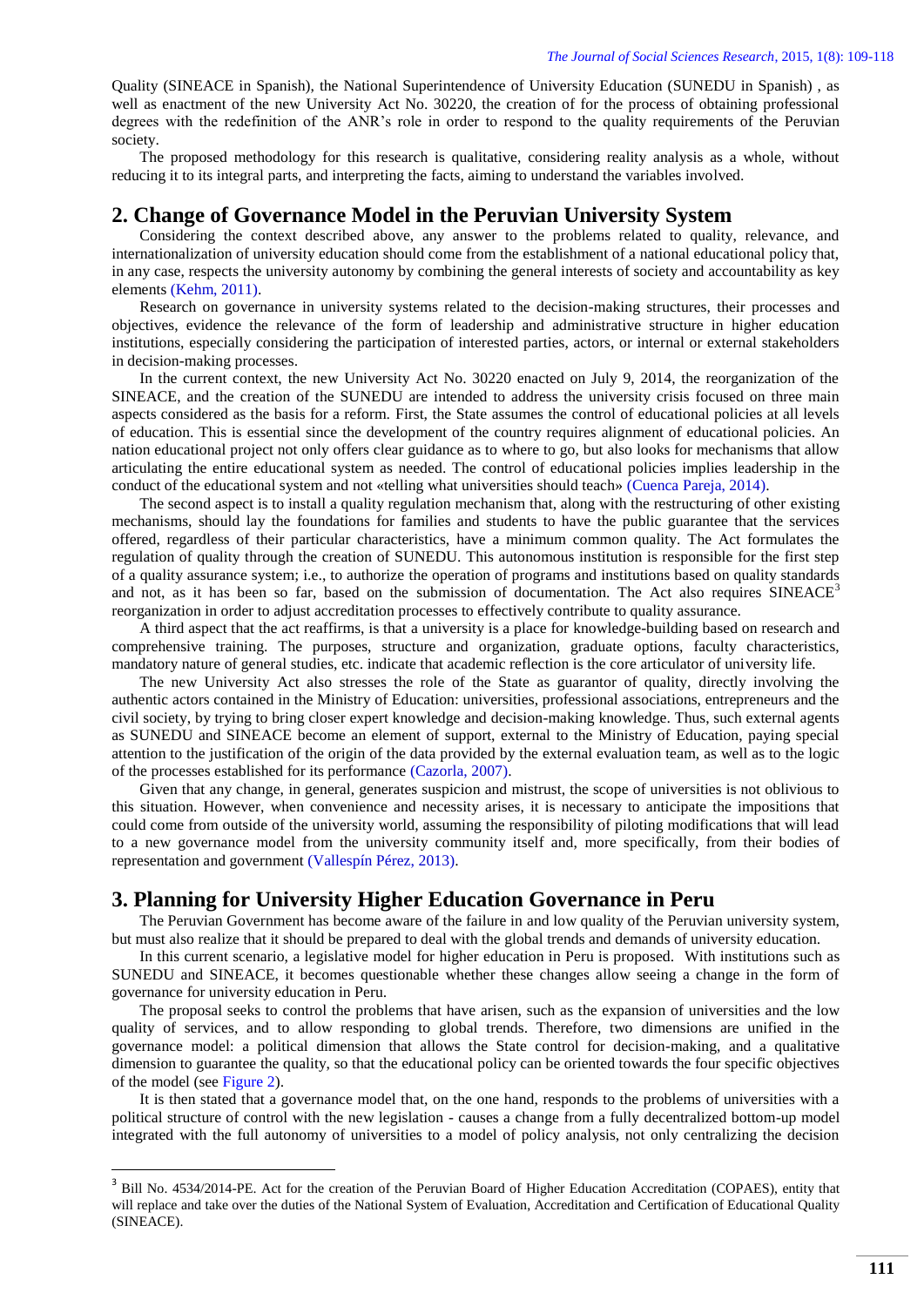Quality (SINEACE in Spanish), the National Superintendence of University Education (SUNEDU in Spanish) , as well as enactment of the new University Act No. 30220, the creation of for the process of obtaining professional degrees with the redefinition of the ANR's role in order to respond to the quality requirements of the Peruvian society.

The proposed methodology for this research is qualitative, considering reality analysis as a whole, without reducing it to its integral parts, and interpreting the facts, aiming to understand the variables involved.

## 2. Change of Governance Model in the Peruvian University System

Considering the context described above, any answer to the problems related to quality, relevance, and internationalization of university education should come from the establishment of a national educational policy that, in any case, respects the university autonomy by combining the general interests of society and accountability as key elements (Kehm, 2011).

Research on governance in university systems related to the decision-making structures, their processes and objectives, evidence the relevance of the form of leadership and administrative structure in higher education institutions, especially considering the participation of interested parties, actors, or internal or external stakeholders in decision-making processes.

In the current context, the new University Act No. 30220 enacted on July 9, 2014, the reorganization of the SINEACE, and the creation of the SUNEDU are intended to address the university crisis focused on three main aspects considered as the basis for a reform. First, the State assumes the control of educational policies at all levels of education. This is essential since the development of the country requires alignment of educational policies. An nation educational project not only offers clear guidance as to where to go, but also looks for mechanisms that allow articulating the entire educational system as needed. The control of educational policies implies leadership in the conduct of the educational system and not «telling what universities should teach» (Cuenca Pareja, 2014).

The second aspect is to install a quality regulation mechanism that, along with the restructuring of other existing mechanisms, should lay the foundations for families and students to have the public guarantee that the services offered, regardless of their particular characteristics, have a minimum common quality. The Act formulates the regulation of quality through the creation of SUNEDU. This autonomous institution is responsible for the first step of a quality assurance system; i.e., to authorize the operation of programs and institutions based on quality standards and not, as it has been so far, based on the submission of documentation. The Act also requires SINEACE[3] reorganization in order to adjust accreditation processes to effectively contribute to quality assurance.

A third aspect that the act reaffirms, is that a university is a place for knowledge-building based on research and comprehensive training. The purposes, structure and organization, graduate options, faculty characteristics, mandatory nature of general studies, etc. indicate that academic reflection is the core articulator of university life.

The new University Act also stresses the role of the State as guarantor of quality, directly involving the authentic actors contained in the Ministry of Education: universities, professional associations, entrepreneurs and the civil society, by trying to bring closer expert knowledge and decision-making knowledge. Thus, such external agents as SUNEDU and SINEACE become an element of support, external to the Ministry of Education, paying special attention to the justification of the origin of the data provided by the external evaluation team, as well as to the logic of the processes established for its performance (Cazorla, 2007).

Given that any change, in general, generates suspicion and mistrust, the scope of universities is not oblivious to this situation. However, when convenience and necessity arises, it is necessary to anticipate the impositions that could come from outside of the university world, assuming the responsibility of piloting modifications that will lead to a new governance model from the university community itself and, more specifically, from their bodies of representation and government (Vallespín Pérez, 2013).

## 3. Planning for University Higher Education Governance in Peru

The Peruvian Government has become aware of the failure in and low quality of the Peruvian university system, but must also realize that it should be prepared to deal with the global trends and demands of university education.

In this current scenario, a legislative model for higher education in Peru is proposed. With institutions such as SUNEDU and SINEACE, it becomes questionable whether these changes allow seeing a change in the form of governance for university education in Peru.

The proposal seeks to control the problems that have arisen, such as the expansion of universities and the low quality of services, and to allow responding to global trends. Therefore, two dimensions are unified in the governance model: a political dimension that allows the State control for decision-making, and a qualitative dimension to guarantee the quality, so that the educational policy can be oriented towards the four specific objectives of the model (see Figure 2).

It is then stated that a governance model that, on the one hand, responds to the problems of universities with a political structure of control with the new legislation - causes a change from a fully decentralized bottom-up model integrated with the full autonomy of universities to a model of policy analysis, not only centralizing the decision

[3] Bill No. 4534/2014-PE. Act for the creation of the Peruvian Board of Higher Education Accreditation (COPAES), entity that will replace and take over the duties of the National System of Evaluation, Accreditation and Certification of Educational Quality (SINEACE).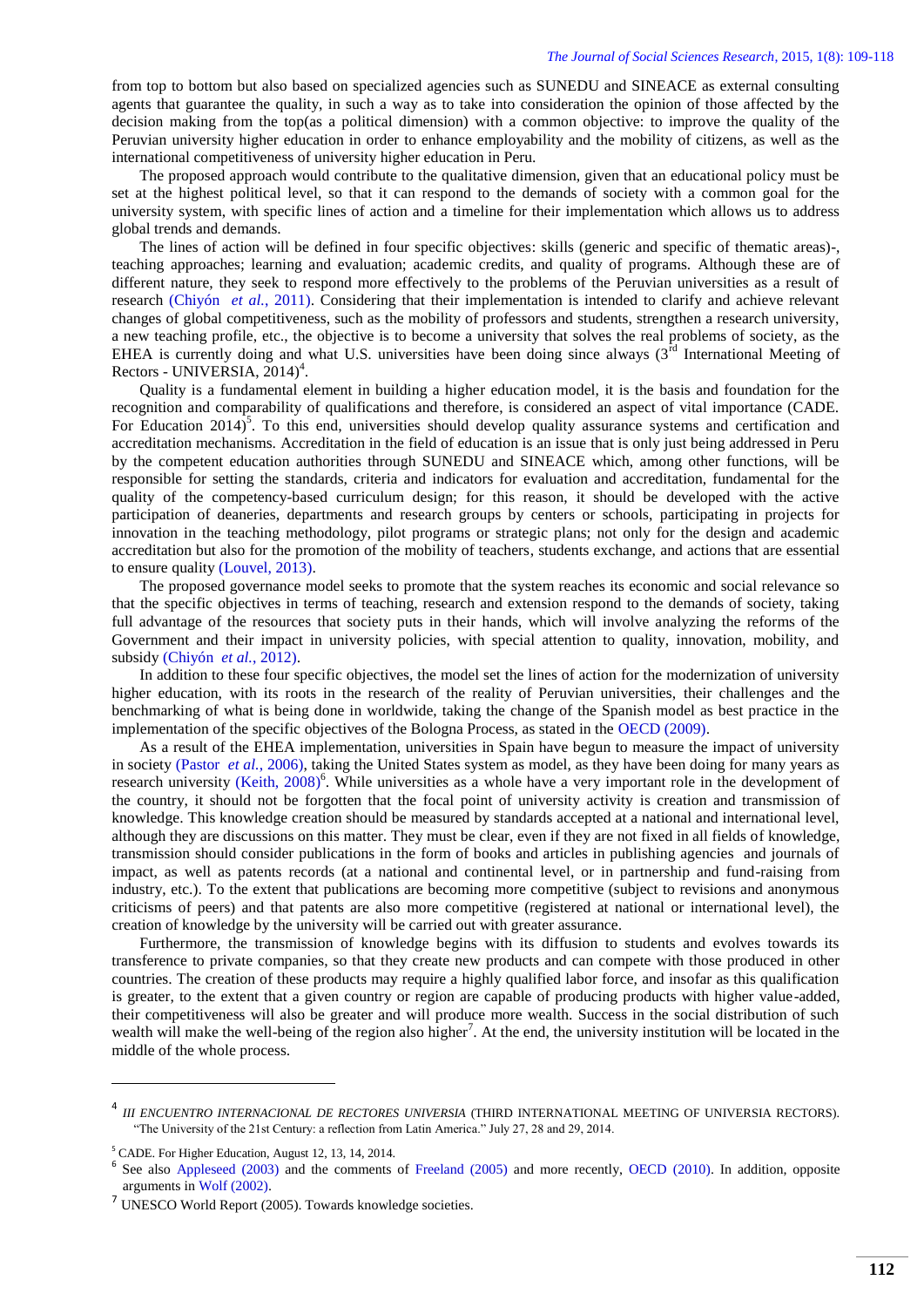from top to bottom but also based on specialized agencies such as SUNEDU and SINEACE as external consulting agents that guarantee the quality, in such a way as to take into consideration the opinion of those affected by the decision making from the top(as a political dimension) with a common objective: to improve the quality of the Peruvian university higher education in order to enhance employability and the mobility of citizens, as well as the international competitiveness of university higher education in Peru.

The proposed approach would contribute to the qualitative dimension, given that an educational policy must be set at the highest political level, so that it can respond to the demands of society with a common goal for the university system, with specific lines of action and a timeline for their implementation which allows us to address global trends and demands.

The lines of action will be defined in four specific objectives: skills (generic and specific of thematic areas)-, teaching approaches; learning and evaluation; academic credits, and quality of programs. Although these are of different nature, they seek to respond more effectively to the problems of the Peruvian universities as a result of research (Chiyón *et al.*, 2011). Considering that their implementation is intended to clarify and achieve relevant changes of global competitiveness, such as the mobility of professors and students, strengthen a research university, a new teaching profile, etc., the objective is to become a university that solves the real problems of society, as the EHEA is currently doing and what U.S. universities have been doing since always (3rd International Meeting of Rectors - UNIVERSIA, 2014)[4].

Quality is a fundamental element in building a higher education model, it is the basis and foundation for the recognition and comparability of qualifications and therefore, is considered an aspect of vital importance (CADE. For Education 2014)[5]. To this end, universities should develop quality assurance systems and certification and accreditation mechanisms. Accreditation in the field of education is an issue that is only just being addressed in Peru by the competent education authorities through SUNEDU and SINEACE which, among other functions, will be responsible for setting the standards, criteria and indicators for evaluation and accreditation, fundamental for the quality of the competency-based curriculum design; for this reason, it should be developed with the active participation of deaneries, departments and research groups by centers or schools, participating in projects for innovation in the teaching methodology, pilot programs or strategic plans; not only for the design and academic accreditation but also for the promotion of the mobility of teachers, students exchange, and actions that are essential to ensure quality (Louvel, 2013).

The proposed governance model seeks to promote that the system reaches its economic and social relevance so that the specific objectives in terms of teaching, research and extension respond to the demands of society, taking full advantage of the resources that society puts in their hands, which will involve analyzing the reforms of the Government and their impact in university policies, with special attention to quality, innovation, mobility, and subsidy (Chiyón *et al.*, 2012).

In addition to these four specific objectives, the model set the lines of action for the modernization of university higher education, with its roots in the research of the reality of Peruvian universities, their challenges and the benchmarking of what is being done in worldwide, taking the change of the Spanish model as best practice in the implementation of the specific objectives of the Bologna Process, as stated in the OECD (2009).

As a result of the EHEA implementation, universities in Spain have begun to measure the impact of university in society (Pastor *et al.*, 2006), taking the United States system as model, as they have been doing for many years as research university (Keith, 2008)[6]. While universities as a whole have a very important role in the development of the country, it should not be forgotten that the focal point of university activity is creation and transmission of knowledge. This knowledge creation should be measured by standards accepted at a national and international level, although they are discussions on this matter. They must be clear, even if they are not fixed in all fields of knowledge, transmission should consider publications in the form of books and articles in publishing agencies and journals of impact, as well as patents records (at a national and continental level, or in partnership and fund-raising from industry, etc.). To the extent that publications are becoming more competitive (subject to revisions and anonymous criticisms of peers) and that patents are also more competitive (registered at national or international level), the creation of knowledge by the university will be carried out with greater assurance.

Furthermore, the transmission of knowledge begins with its diffusion to students and evolves towards its transference to private companies, so that they create new products and can compete with those produced in other countries. The creation of these products may require a highly qualified labor force, and insofar as this qualification is greater, to the extent that a given country or region are capable of producing products with higher value-added, their competitiveness will also be greater and will produce more wealth. Success in the social distribution of such wealth will make the well-being of the region also higher[7]. At the end, the university institution will be located in the middle of the whole process.

---

[4] *III ENCUENTRO INTERNACIONAL DE RECTORES UNIVERSIA* (THIRD INTERNATIONAL MEETING OF UNIVERSIA RECTORS). "The University of the 21st Century: a reflection from Latin America." July 27, 28 and 29, 2014.

[5] CADE. For Higher Education, August 12, 13, 14, 2014.

[6] See also Appleseed (2003) and the comments of Freeland (2005) and more recently, OECD (2010). In addition, opposite arguments in Wolf (2002).

[7] UNESCO World Report (2005). Towards knowledge societies.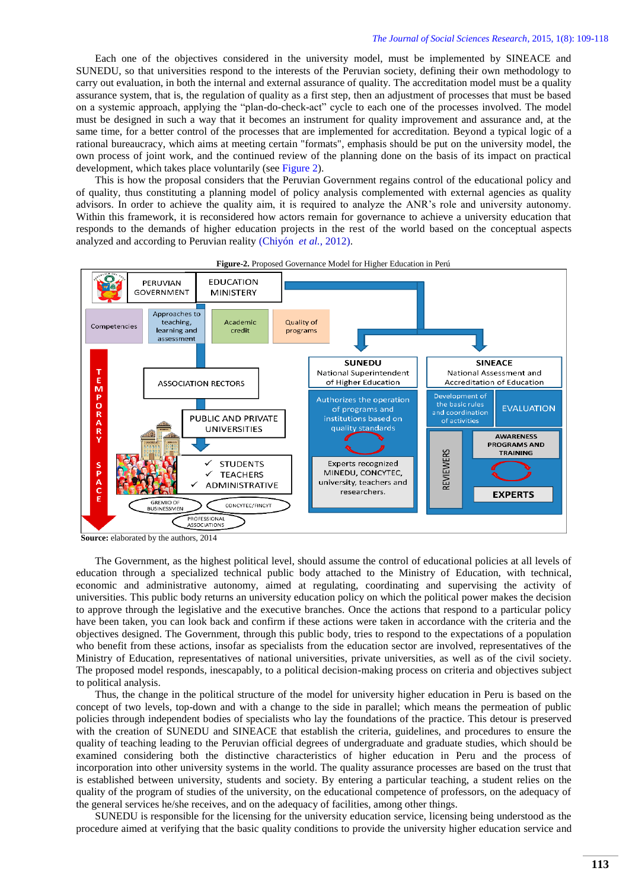Each one of the objectives considered in the university model, must be implemented by SINEACE and SUNEDU, so that universities respond to the interests of the Peruvian society, defining their own methodology to carry out evaluation, in both the internal and external assurance of quality. The accreditation model must be a quality assurance system, that is, the regulation of quality as a first step, then an adjustment of processes that must be based on a systemic approach, applying the "plan-do-check-act" cycle to each one of the processes involved. The model must be designed in such a way that it becomes an instrument for quality improvement and assurance and, at the same time, for a better control of the processes that are implemented for accreditation. Beyond a typical logic of a rational bureaucracy, which aims at meeting certain "formats", emphasis should be put on the university model, the own process of joint work, and the continued review of the planning done on the basis of its impact on practical development, which takes place voluntarily (see Figure 2).

This is how the proposal considers that the Peruvian Government regains control of the educational policy and of quality, thus constituting a planning model of policy analysis complemented with external agencies as quality advisors. In order to achieve the quality aim, it is required to analyze the ANR's role and university autonomy. Within this framework, it is reconsidered how actors remain for governance to achieve a university education that responds to the demands of higher education projects in the rest of the world based on the conceptual aspects analyzed and according to Peruvian reality (Chiyón *et al.*, 2012).

**Figure-2.** Proposed Governance Model for Higher Education in Perú

**Source:** elaborated by the authors, 2014

The Government, as the highest political level, should assume the control of educational policies at all levels of education through a specialized technical public body attached to the Ministry of Education, with technical, economic and administrative autonomy, aimed at regulating, coordinating and supervising the activity of universities. This public body returns an university education policy on which the political power makes the decision to approve through the legislative and the executive branches. Once the actions that respond to a particular policy have been taken, you can look back and confirm if these actions were taken in accordance with the criteria and the objectives designed. The Government, through this public body, tries to respond to the expectations of a population who benefit from these actions, insofar as specialists from the education sector are involved, representatives of the Ministry of Education, representatives of national universities, private universities, as well as of the civil society. The proposed model responds, inescapably, to a political decision-making process on criteria and objectives subject to political analysis.

Thus, the change in the political structure of the model for university higher education in Peru is based on the concept of two levels, top-down and with a change to the side in parallel; which means the permeation of public policies through independent bodies of specialists who lay the foundations of the practice. This detour is preserved with the creation of SUNEDU and SINEACE that establish the criteria, guidelines, and procedures to ensure the quality of teaching leading to the Peruvian official degrees of undergraduate and graduate studies, which should be examined considering both the distinctive characteristics of higher education in Peru and the process of incorporation into other university systems in the world. The quality assurance processes are based on the trust that is established between university, students and society. By entering a particular teaching, a student relies on the quality of the program of studies of the university, on the educational competence of professors, on the adequacy of the general services he/she receives, and on the adequacy of facilities, among other things.

SUNEDU is responsible for the licensing for the university education service, licensing being understood as the procedure aimed at verifying that the basic quality conditions to provide the university higher education service and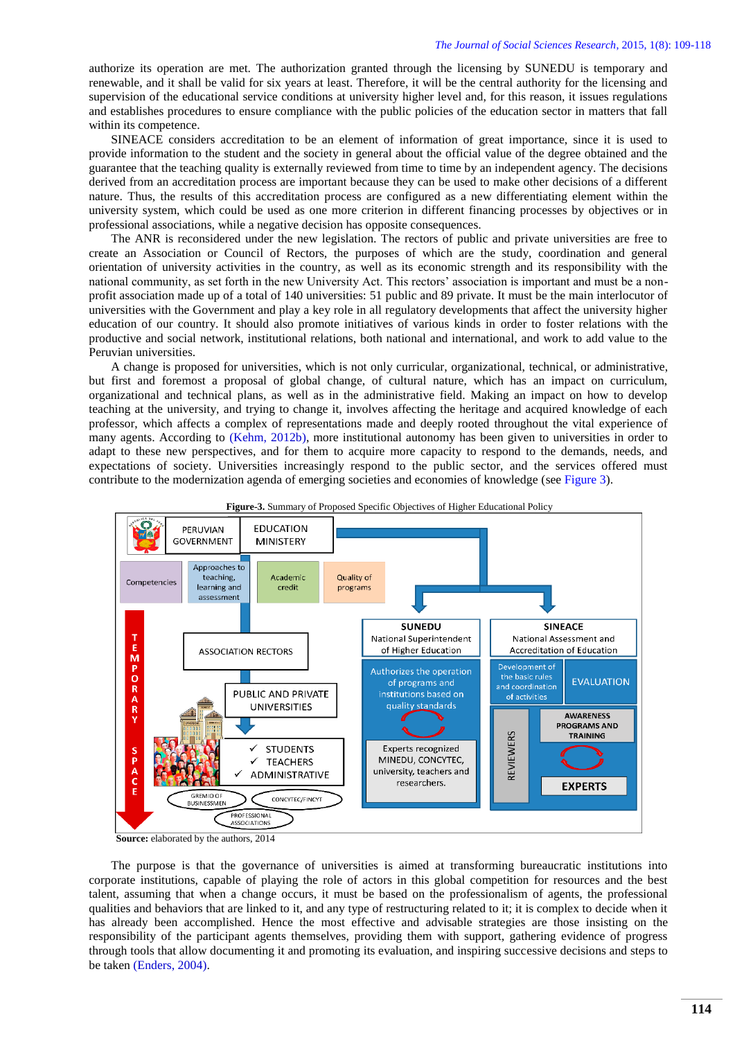authorize its operation are met. The authorization granted through the licensing by SUNEDU is temporary and renewable, and it shall be valid for six years at least. Therefore, it will be the central authority for the licensing and supervision of the educational service conditions at university higher level and, for this reason, it issues regulations and establishes procedures to ensure compliance with the public policies of the education sector in matters that fall within its competence.

SINEACE considers accreditation to be an element of information of great importance, since it is used to provide information to the student and the society in general about the official value of the degree obtained and the guarantee that the teaching quality is externally reviewed from time to time by an independent agency. The decisions derived from an accreditation process are important because they can be used to make other decisions of a different nature. Thus, the results of this accreditation process are configured as a new differentiating element within the university system, which could be used as one more criterion in different financing processes by objectives or in professional associations, while a negative decision has opposite consequences.

The ANR is reconsidered under the new legislation. The rectors of public and private universities are free to create an Association or Council of Rectors, the purposes of which are the study, coordination and general orientation of university activities in the country, as well as its economic strength and its responsibility with the national community, as set forth in the new University Act. This rectors' association is important and must be a non-profit association made up of a total of 140 universities: 51 public and 89 private. It must be the main interlocutor of universities with the Government and play a key role in all regulatory developments that affect the university higher education of our country. It should also promote initiatives of various kinds in order to foster relations with the productive and social network, institutional relations, both national and international, and work to add value to the Peruvian universities.

A change is proposed for universities, which is not only curricular, organizational, technical, or administrative, but first and foremost a proposal of global change, of cultural nature, which has an impact on curriculum, organizational and technical plans, as well as in the administrative field. Making an impact on how to develop teaching at the university, and trying to change it, involves affecting the heritage and acquired knowledge of each professor, which affects a complex of representations made and deeply rooted throughout the vital experience of many agents. According to (Kehm, 2012b), more institutional autonomy has been given to universities in order to adapt to these new perspectives, and for them to acquire more capacity to respond to the demands, needs, and expectations of society. Universities increasingly respond to the public sector, and the services offered must contribute to the modernization agenda of emerging societies and economies of knowledge (see Figure 3).

**Figure-3.** Summary of Proposed Specific Objectives of Higher Educational Policy

PERUVIAN GOVERNMENT | EDUCATION MINISTERY

Competencies | Approaches to teaching, learning and assessment | Academic credit | Quality of programs

TEMPORARY SPACE

ASSOCIATION RECTORS

PUBLIC AND PRIVATE UNIVERSITIES

- ✓ STUDENTS
- ✓ TEACHERS
- ✓ ADMINISTRATIVE

GREMIO OF BUSINESSMEN | CONCYTEC/FINCYT | PROFESSIONAL ASSOCIATIONS

**SUNEDU** National Superintendent of Higher Education

Authorizes the operation of programs and institutions based on quality standards

Experts recognized MINEDU, CONCYTEC, university, teachers and researchers.

**SINEACE** National Assessment and Accreditation of Education

Development of the basic rules and coordination of activities | EVALUATION

REVIEWERS | AWARENESS PROGRAMS AND TRAINING | EXPERTS

**Source:** elaborated by the authors, 2014

The purpose is that the governance of universities is aimed at transforming bureaucratic institutions into corporate institutions, capable of playing the role of actors in this global competition for resources and the best talent, assuming that when a change occurs, it must be based on the professionalism of agents, the professional qualities and behaviors that are linked to it, and any type of restructuring related to it; it is complex to decide when it has already been accomplished. Hence the most effective and advisable strategies are those insisting on the responsibility of the participant agents themselves, providing them with support, gathering evidence of progress through tools that allow documenting it and promoting its evaluation, and inspiring successive decisions and steps to be taken (Enders, 2004).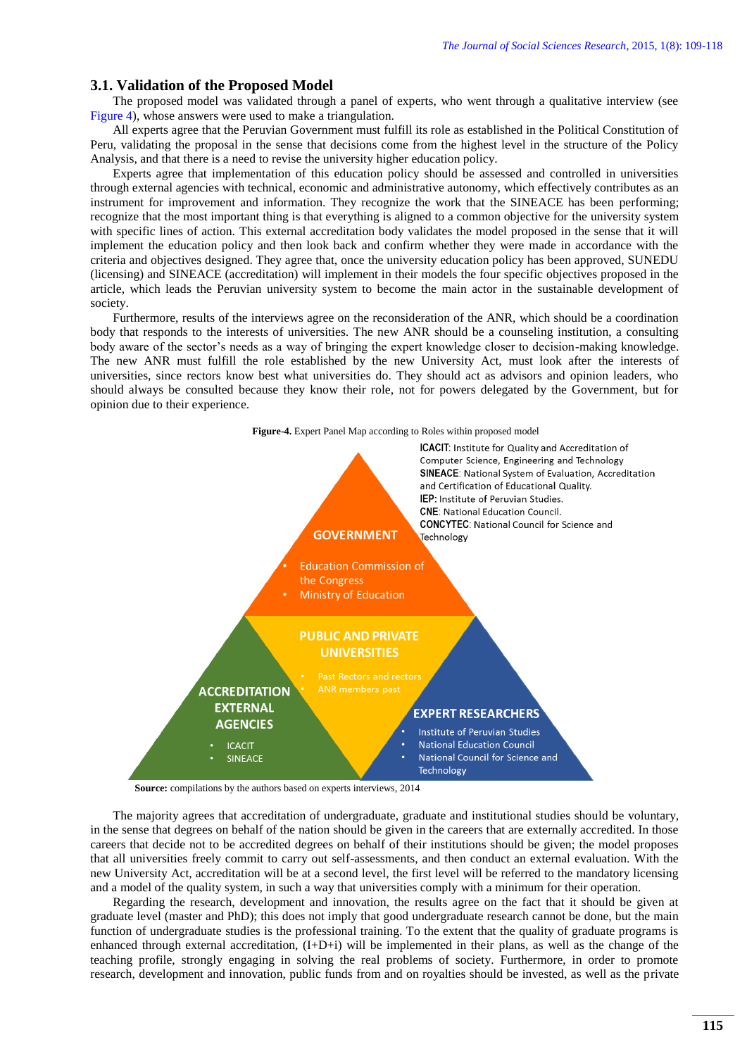### 3.1. Validation of the Proposed Model

The proposed model was validated through a panel of experts, who went through a qualitative interview (see Figure 4), whose answers were used to make a triangulation.

All experts agree that the Peruvian Government must fulfill its role as established in the Political Constitution of Peru, validating the proposal in the sense that decisions come from the highest level in the structure of the Policy Analysis, and that there is a need to revise the university higher education policy.

Experts agree that implementation of this education policy should be assessed and controlled in universities through external agencies with technical, economic and administrative autonomy, which effectively contributes as an instrument for improvement and information. They recognize the work that the SINEACE has been performing; recognize that the most important thing is that everything is aligned to a common objective for the university system with specific lines of action. This external accreditation body validates the model proposed in the sense that it will implement the education policy and then look back and confirm whether they were made in accordance with the criteria and objectives designed. They agree that, once the university education policy has been approved, SUNEDU (licensing) and SINEACE (accreditation) will implement in their models the four specific objectives proposed in the article, which leads the Peruvian university system to become the main actor in the sustainable development of society.

Furthermore, results of the interviews agree on the reconsideration of the ANR, which should be a coordination body that responds to the interests of universities. The new ANR should be a counseling institution, a consulting body aware of the sector's needs as a way of bringing the expert knowledge closer to decision-making knowledge. The new ANR must fulfill the role established by the new University Act, must look after the interests of universities, since rectors know best what universities do. They should act as advisors and opinion leaders, who should always be consulted because they know their role, not for powers delegated by the Government, but for opinion due to their experience.

**Figure-4.** Expert Panel Map according to Roles within proposed model

**ICACIT**: Institute for Quality and Accreditation of Computer Science, Engineering and Technology
**SINEACE**: National System of Evaluation, Accreditation and Certification of Educational Quality.
**IEP:** Institute of Peruvian Studies.
**CNE**: National Education Council.
**CONCYTEC**: National Council for Science and Technology

**GOVERNMENT**
- Education Commission of the Congress
- Ministry of Education

**PUBLIC AND PRIVATE UNIVERSITIES**
- Past Rectors and rectors
- ANR members past

**ACCREDITATION EXTERNAL AGENCIES**
- ICACIT
- SINEACE

**EXPERT RESEARCHERS**
- Institute of Peruvian Studies
- National Education Council
- National Council for Science and Technology

**Source:** compilations by the authors based on experts interviews, 2014

The majority agrees that accreditation of undergraduate, graduate and institutional studies should be voluntary, in the sense that degrees on behalf of the nation should be given in the careers that are externally accredited. In those careers that decide not to be accredited degrees on behalf of their institutions should be given; the model proposes that all universities freely commit to carry out self-assessments, and then conduct an external evaluation. With the new University Act, accreditation will be at a second level, the first level will be referred to the mandatory licensing and a model of the quality system, in such a way that universities comply with a minimum for their operation.

Regarding the research, development and innovation, the results agree on the fact that it should be given at graduate level (master and PhD); this does not imply that good undergraduate research cannot be done, but the main function of undergraduate studies is the professional training. To the extent that the quality of graduate programs is enhanced through external accreditation, (I+D+i) will be implemented in their plans, as well as the change of the teaching profile, strongly engaging in solving the real problems of society. Furthermore, in order to promote research, development and innovation, public funds from and on royalties should be invested, as well as the private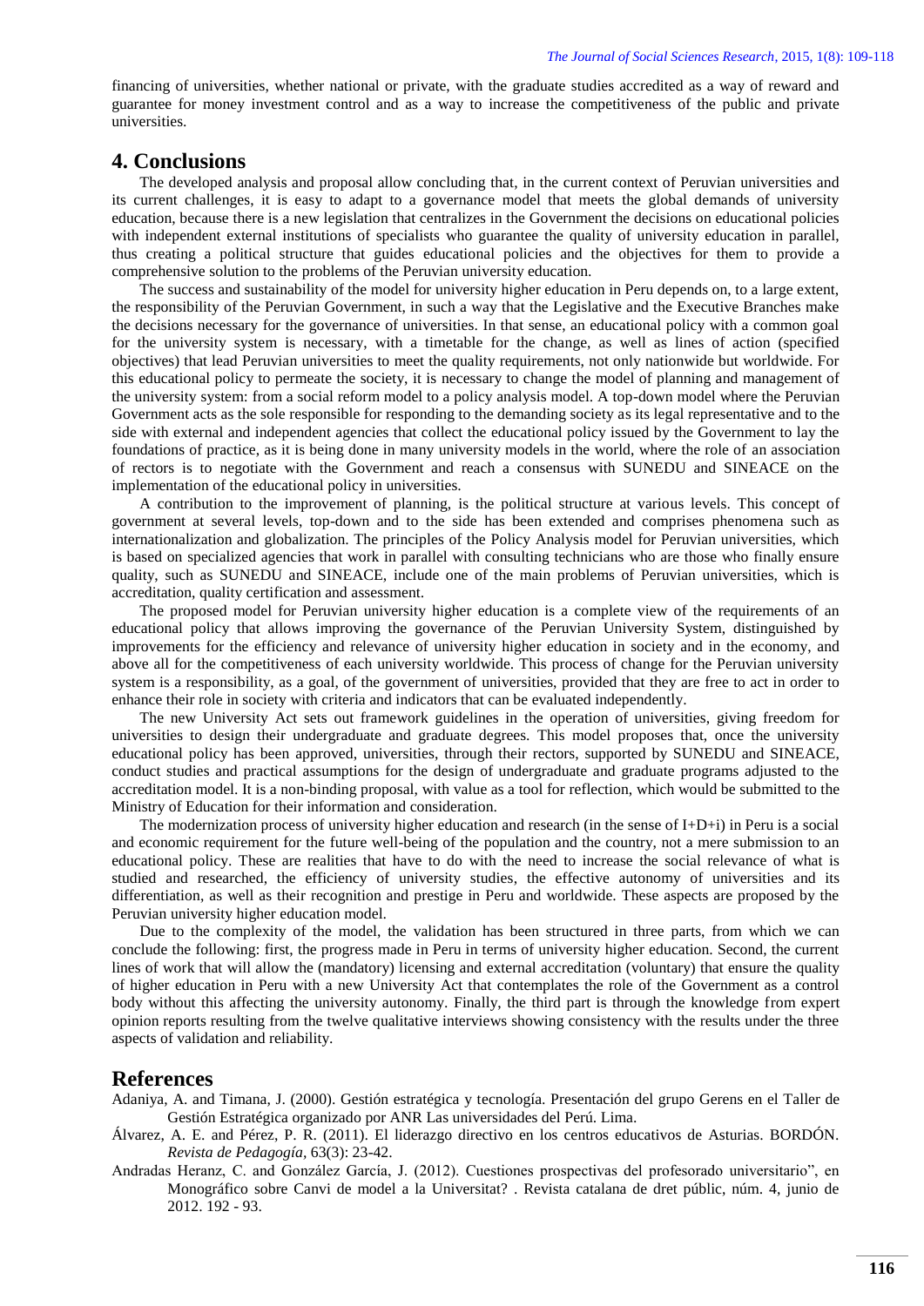financing of universities, whether national or private, with the graduate studies accredited as a way of reward and guarantee for money investment control and as a way to increase the competitiveness of the public and private universities.

## 4. Conclusions

The developed analysis and proposal allow concluding that, in the current context of Peruvian universities and its current challenges, it is easy to adapt to a governance model that meets the global demands of university education, because there is a new legislation that centralizes in the Government the decisions on educational policies with independent external institutions of specialists who guarantee the quality of university education in parallel, thus creating a political structure that guides educational policies and the objectives for them to provide a comprehensive solution to the problems of the Peruvian university education.

The success and sustainability of the model for university higher education in Peru depends on, to a large extent, the responsibility of the Peruvian Government, in such a way that the Legislative and the Executive Branches make the decisions necessary for the governance of universities. In that sense, an educational policy with a common goal for the university system is necessary, with a timetable for the change, as well as lines of action (specified objectives) that lead Peruvian universities to meet the quality requirements, not only nationwide but worldwide. For this educational policy to permeate the society, it is necessary to change the model of planning and management of the university system: from a social reform model to a policy analysis model. A top-down model where the Peruvian Government acts as the sole responsible for responding to the demanding society as its legal representative and to the side with external and independent agencies that collect the educational policy issued by the Government to lay the foundations of practice, as it is being done in many university models in the world, where the role of an association of rectors is to negotiate with the Government and reach a consensus with SUNEDU and SINEACE on the implementation of the educational policy in universities.

A contribution to the improvement of planning, is the political structure at various levels. This concept of government at several levels, top-down and to the side has been extended and comprises phenomena such as internationalization and globalization. The principles of the Policy Analysis model for Peruvian universities, which is based on specialized agencies that work in parallel with consulting technicians who are those who finally ensure quality, such as SUNEDU and SINEACE, include one of the main problems of Peruvian universities, which is accreditation, quality certification and assessment.

The proposed model for Peruvian university higher education is a complete view of the requirements of an educational policy that allows improving the governance of the Peruvian University System, distinguished by improvements for the efficiency and relevance of university higher education in society and in the economy, and above all for the competitiveness of each university worldwide. This process of change for the Peruvian university system is a responsibility, as a goal, of the government of universities, provided that they are free to act in order to enhance their role in society with criteria and indicators that can be evaluated independently.

The new University Act sets out framework guidelines in the operation of universities, giving freedom for universities to design their undergraduate and graduate degrees. This model proposes that, once the university educational policy has been approved, universities, through their rectors, supported by SUNEDU and SINEACE, conduct studies and practical assumptions for the design of undergraduate and graduate programs adjusted to the accreditation model. It is a non-binding proposal, with value as a tool for reflection, which would be submitted to the Ministry of Education for their information and consideration.

The modernization process of university higher education and research (in the sense of I+D+i) in Peru is a social and economic requirement for the future well-being of the population and the country, not a mere submission to an educational policy. These are realities that have to do with the need to increase the social relevance of what is studied and researched, the efficiency of university studies, the effective autonomy of universities and its differentiation, as well as their recognition and prestige in Peru and worldwide. These aspects are proposed by the Peruvian university higher education model.

Due to the complexity of the model, the validation has been structured in three parts, from which we can conclude the following: first, the progress made in Peru in terms of university higher education. Second, the current lines of work that will allow the (mandatory) licensing and external accreditation (voluntary) that ensure the quality of higher education in Peru with a new University Act that contemplates the role of the Government as a control body without this affecting the university autonomy. Finally, the third part is through the knowledge from expert opinion reports resulting from the twelve qualitative interviews showing consistency with the results under the three aspects of validation and reliability.

## References

Adaniya, A. and Timana, J. (2000). Gestión estratégica y tecnología. Presentación del grupo Gerens en el Taller de Gestión Estratégica organizado por ANR Las universidades del Perú. Lima.

Álvarez, A. E. and Pérez, P. R. (2011). El liderazgo directivo en los centros educativos de Asturias. BORDÓN. *Revista de Pedagogía*, 63(3): 23-42.

Andradas Heranz, C. and González García, J. (2012). Cuestiones prospectivas del profesorado universitario", en Monográfico sobre Canvi de model a la Universitat? . Revista catalana de dret públic, núm. 4, junio de 2012. 192 - 93.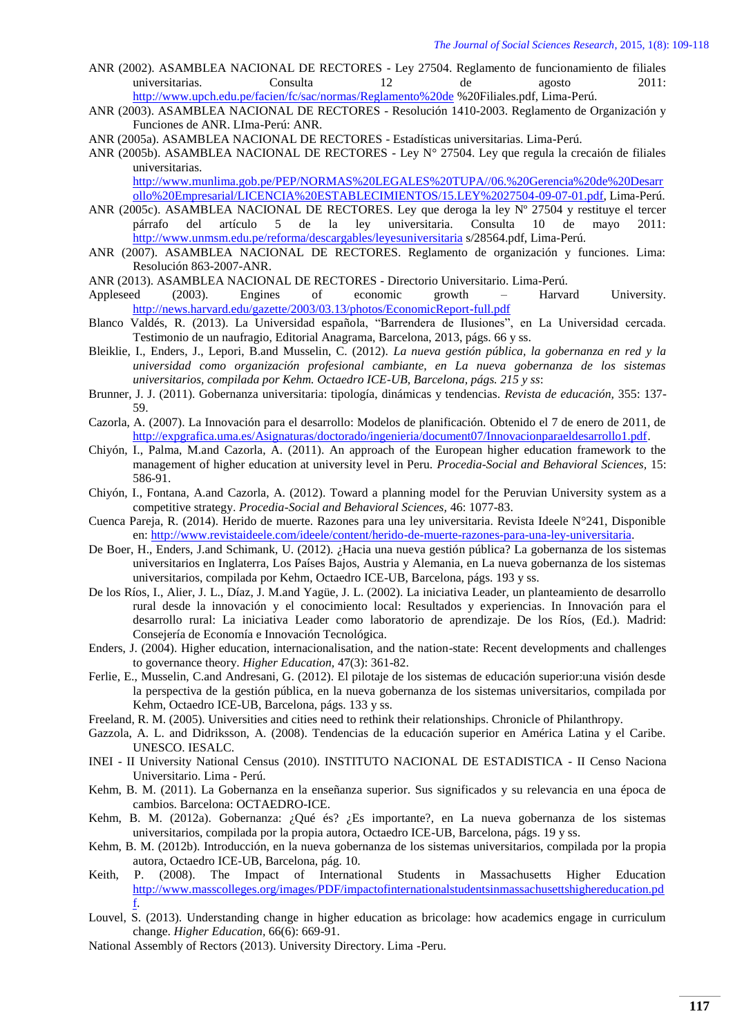ANR (2002). ASAMBLEA NACIONAL DE RECTORES - Ley 27504. Reglamento de funcionamiento de filiales universitarias. Consulta 12 de agosto 2011: http://www.upch.edu.pe/facien/fc/sac/normas/Reglamento%20de %20Filiales.pdf, Lima-Perú.

ANR (2003). ASAMBLEA NACIONAL DE RECTORES - Resolución 1410-2003. Reglamento de Organización y Funciones de ANR. LIma-Perú: ANR.

ANR (2005a). ASAMBLEA NACIONAL DE RECTORES - Estadísticas universitarias. Lima-Perú.

ANR (2005b). ASAMBLEA NACIONAL DE RECTORES - Ley N° 27504. Ley que regula la crecaión de filiales universitarias. http://www.munlima.gob.pe/PEP/NORMAS%20LEGALES%20TUPA//06.%20Gerencia%20de%20Desarrollo%20Empresarial/LICENCIA%20ESTABLECIMIENTOS/15.LEY%2027504-09-07-01.pdf, Lima-Perú.

ANR (2005c). ASAMBLEA NACIONAL DE RECTORES. Ley que deroga la ley Nº 27504 y restituye el tercer párrafo del artículo 5 de la ley universitaria. Consulta 10 de mayo 2011: http://www.unmsm.edu.pe/reforma/descargables/leyesuniversitaria s/28564.pdf, Lima-Perú.

ANR (2007). ASAMBLEA NACIONAL DE RECTORES. Reglamento de organización y funciones. Lima: Resolución 863-2007-ANR.

ANR (2013). ASAMBLEA NACIONAL DE RECTORES - Directorio Universitario. Lima-Perú.

Appleseed (2003). Engines of economic growth – Harvard University. http://news.harvard.edu/gazette/2003/03.13/photos/EconomicReport-full.pdf

Blanco Valdés, R. (2013). La Universidad española, "Barrendera de Ilusiones", en La Universidad cercada. Testimonio de un naufragio, Editorial Anagrama, Barcelona, 2013, págs. 66 y ss.

Bleiklie, I., Enders, J., Lepori, B.and Musselin, C. (2012). *La nueva gestión pública, la gobernanza en red y la universidad como organización profesional cambiante, en La nueva gobernanza de los sistemas universitarios, compilada por Kehm. Octaedro ICE-UB, Barcelona, págs. 215 y ss*:

Brunner, J. J. (2011). Gobernanza universitaria: tipología, dinámicas y tendencias. *Revista de educación,* 355: 137-59.

Cazorla, A. (2007). La Innovación para el desarrollo: Modelos de planificación. Obtenido el 7 de enero de 2011, de http://expgrafica.uma.es/Asignaturas/doctorado/ingenieria/document07/Innovacionparaeldesarrollo1.pdf.

Chiyón, I., Palma, M.and Cazorla, A. (2011). An approach of the European higher education framework to the management of higher education at university level in Peru. *Procedia-Social and Behavioral Sciences,* 15: 586-91.

Chiyón, I., Fontana, A.and Cazorla, A. (2012). Toward a planning model for the Peruvian University system as a competitive strategy. *Procedia-Social and Behavioral Sciences,* 46: 1077-83.

Cuenca Pareja, R. (2014). Herido de muerte. Razones para una ley universitaria. Revista Ideele N°241, Disponible en: http://www.revistaideele.com/ideele/content/herido-de-muerte-razones-para-una-ley-universitaria.

De Boer, H., Enders, J.and Schimank, U. (2012). ¿Hacia una nueva gestión pública? La gobernanza de los sistemas universitarios en Inglaterra, Los Países Bajos, Austria y Alemania, en La nueva gobernanza de los sistemas universitarios, compilada por Kehm, Octaedro ICE-UB, Barcelona, págs. 193 y ss.

De los Ríos, I., Alier, J. L., Díaz, J. M.and Yagüe, J. L. (2002). La iniciativa Leader, un planteamiento de desarrollo rural desde la innovación y el conocimiento local: Resultados y experiencias. In Innovación para el desarrollo rural: La iniciativa Leader como laboratorio de aprendizaje. De los Ríos, (Ed.). Madrid: Consejería de Economía e Innovación Tecnológica.

Enders, J. (2004). Higher education, internacionalisation, and the nation-state: Recent developments and challenges to governance theory. *Higher Education,* 47(3): 361-82.

Ferlie, E., Musselin, C.and Andresani, G. (2012). El pilotaje de los sistemas de educación superior:una visión desde la perspectiva de la gestión pública, en la nueva gobernanza de los sistemas universitarios, compilada por Kehm, Octaedro ICE-UB, Barcelona, págs. 133 y ss.

Freeland, R. M. (2005). Universities and cities need to rethink their relationships. Chronicle of Philanthropy.

Gazzola, A. L. and Didriksson, A. (2008). Tendencias de la educación superior en América Latina y el Caribe. UNESCO. IESALC.

INEI - II University National Census (2010). INSTITUTO NACIONAL DE ESTADISTICA - II Censo Naciona Universitario. Lima - Perú.

Kehm, B. M. (2011). La Gobernanza en la enseñanza superior. Sus significados y su relevancia en una época de cambios. Barcelona: OCTAEDRO-ICE.

Kehm, B. M. (2012a). Gobernanza: ¿Qué és? ¿Es importante?, en La nueva gobernanza de los sistemas universitarios, compilada por la propia autora, Octaedro ICE-UB, Barcelona, págs. 19 y ss.

Kehm, B. M. (2012b). Introducción, en la nueva gobernanza de los sistemas universitarios, compilada por la propia autora, Octaedro ICE-UB, Barcelona, pág. 10.

Keith, P. (2008). The Impact of International Students in Massachusetts Higher Education http://www.masscolleges.org/images/PDF/impactofinternationalstudentsinmassachusettshighereducation.pdf.

Louvel, S. (2013). Understanding change in higher education as bricolage: how academics engage in curriculum change. *Higher Education,* 66(6): 669-91.

National Assembly of Rectors (2013). University Directory. Lima -Peru.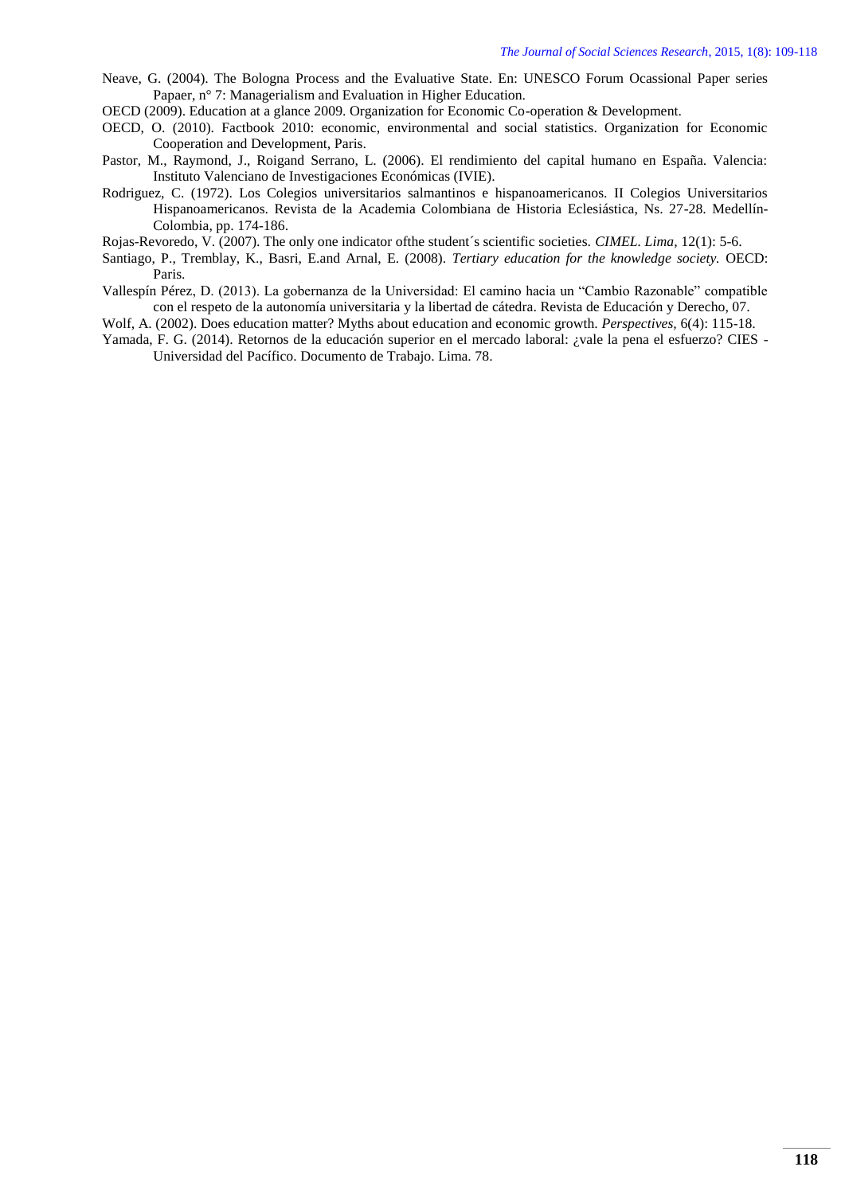Neave, G. (2004). The Bologna Process and the Evaluative State. En: UNESCO Forum Ocassional Paper series Papaer, n° 7: Managerialism and Evaluation in Higher Education.

OECD (2009). Education at a glance 2009. Organization for Economic Co-operation & Development.

OECD, O. (2010). Factbook 2010: economic, environmental and social statistics. Organization for Economic Cooperation and Development, Paris.

Pastor, M., Raymond, J., Roigand Serrano, L. (2006). El rendimiento del capital humano en España. Valencia: Instituto Valenciano de Investigaciones Económicas (IVIE).

Rodriguez, C. (1972). Los Colegios universitarios salmantinos e hispanoamericanos. II Colegios Universitarios Hispanoamericanos. Revista de la Academia Colombiana de Historia Eclesiástica, Ns. 27-28. Medellín-Colombia, pp. 174-186.

Rojas-Revoredo, V. (2007). The only one indicator ofthe student´s scientific societies. *CIMEL. Lima,* 12(1): 5-6.

Santiago, P., Tremblay, K., Basri, E.and Arnal, E. (2008). *Tertiary education for the knowledge society.* OECD: Paris.

Vallespín Pérez, D. (2013). La gobernanza de la Universidad: El camino hacia un "Cambio Razonable" compatible con el respeto de la autonomía universitaria y la libertad de cátedra. Revista de Educación y Derecho, 07.

Wolf, A. (2002). Does education matter? Myths about education and economic growth. *Perspectives,* 6(4): 115-18.

Yamada, F. G. (2014). Retornos de la educación superior en el mercado laboral: ¿vale la pena el esfuerzo? CIES - Universidad del Pacífico. Documento de Trabajo. Lima. 78.